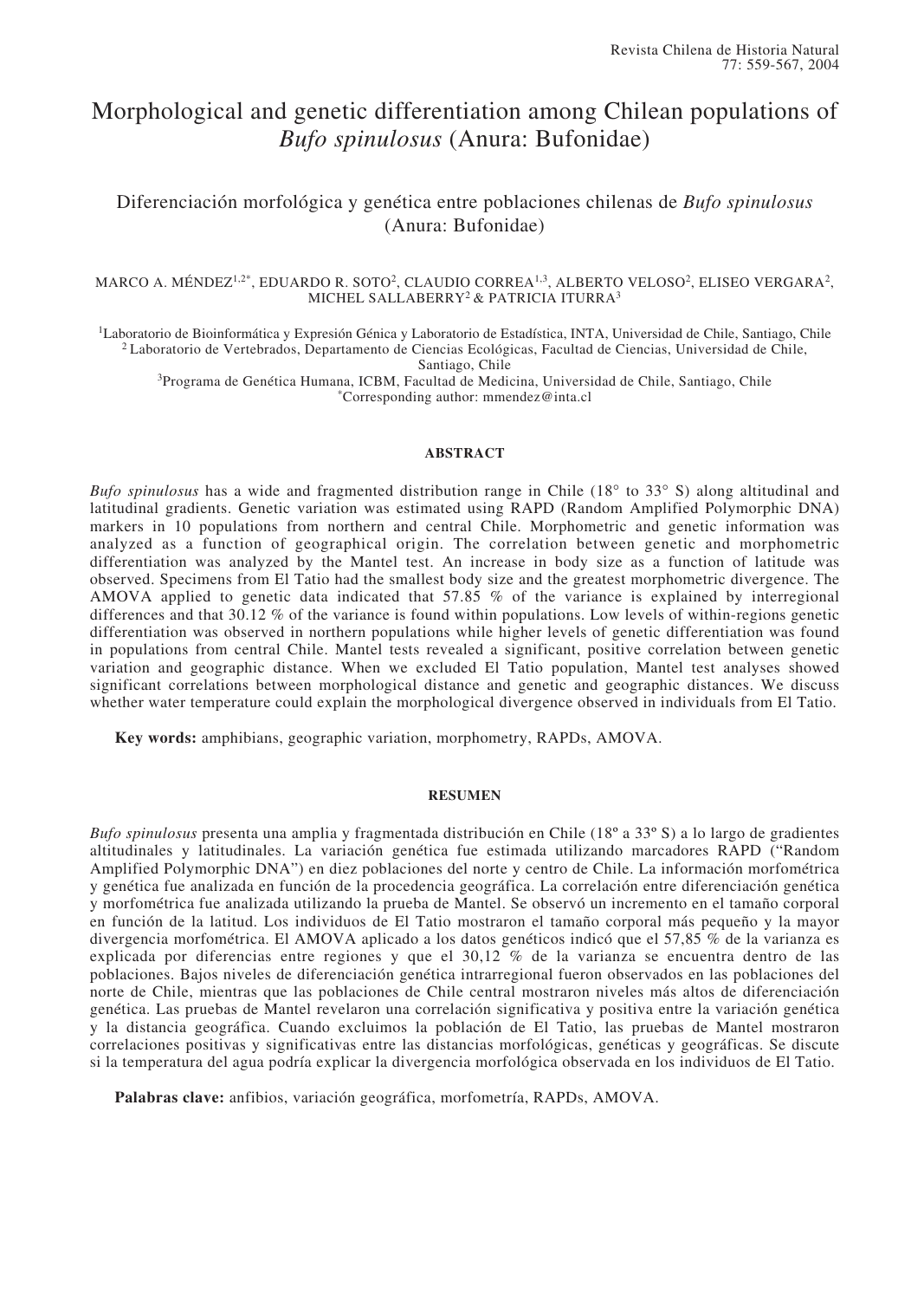# Morphological and genetic differentiation among Chilean populations of *Bufo spinulosus* (Anura: Bufonidae)

## Diferenciación morfológica y genética entre poblaciones chilenas de *Bufo spinulosus* (Anura: Bufonidae)

MARCO A. MÉNDEZ[1,2*], EDUARDO R. SOTO[2], CLAUDIO CORREA[1,3], ALBERTO VELOSO[2], ELISEO VERGARA[2], MICHEL SALLABERRY[2] & PATRICIA ITURRA[3]

[1]Laboratorio de Bioinformática y Expresión Génica y Laboratorio de Estadística, INTA, Universidad de Chile, Santiago, Chile
[2]Laboratorio de Vertebrados, Departamento de Ciencias Ecológicas, Facultad de Ciencias, Universidad de Chile, Santiago, Chile
[3]Programa de Genética Humana, ICBM, Facultad de Medicina, Universidad de Chile, Santiago, Chile
[*]Corresponding author: mmendez@inta.cl

### ABSTRACT

*Bufo spinulosus* has a wide and fragmented distribution range in Chile (18° to 33° S) along altitudinal and latitudinal gradients. Genetic variation was estimated using RAPD (Random Amplified Polymorphic DNA) markers in 10 populations from northern and central Chile. Morphometric and genetic information was analyzed as a function of geographical origin. The correlation between genetic and morphometric differentiation was analyzed by the Mantel test. An increase in body size as a function of latitude was observed. Specimens from El Tatio had the smallest body size and the greatest morphometric divergence. The AMOVA applied to genetic data indicated that 57.85 % of the variance is explained by interregional differences and that 30.12 % of the variance is found within populations. Low levels of within-regions genetic differentiation was observed in northern populations while higher levels of genetic differentiation was found in populations from central Chile. Mantel tests revealed a significant, positive correlation between genetic variation and geographic distance. When we excluded El Tatio population, Mantel test analyses showed significant correlations between morphological distance and genetic and geographic distances. We discuss whether water temperature could explain the morphological divergence observed in individuals from El Tatio.

**Key words:** amphibians, geographic variation, morphometry, RAPDs, AMOVA.

### RESUMEN

*Bufo spinulosus* presenta una amplia y fragmentada distribución en Chile (18º a 33º S) a lo largo de gradientes altitudinales y latitudinales. La variación genética fue estimada utilizando marcadores RAPD ("Random Amplified Polymorphic DNA") en diez poblaciones del norte y centro de Chile. La información morfométrica y genética fue analizada en función de la procedencia geográfica. La correlación entre diferenciación genética y morfométrica fue analizada utilizando la prueba de Mantel. Se observó un incremento en el tamaño corporal en función de la latitud. Los individuos de El Tatio mostraron el tamaño corporal más pequeño y la mayor divergencia morfométrica. El AMOVA aplicado a los datos genéticos indicó que el 57,85 % de la varianza es explicada por diferencias entre regiones y que el 30,12 % de la varianza se encuentra dentro de las poblaciones. Bajos niveles de diferenciación genética intrarregional fueron observados en las poblaciones del norte de Chile, mientras que las poblaciones de Chile central mostraron niveles más altos de diferenciación genética. Las pruebas de Mantel revelaron una correlación significativa y positiva entre la variación genética y la distancia geográfica. Cuando excluimos la población de El Tatio, las pruebas de Mantel mostraron correlaciones positivas y significativas entre las distancias morfológicas, genéticas y geográficas. Se discute si la temperatura del agua podría explicar la divergencia morfológica observada en los individuos de El Tatio.

**Palabras clave:** anfibios, variación geográfica, morfometría, RAPDs, AMOVA.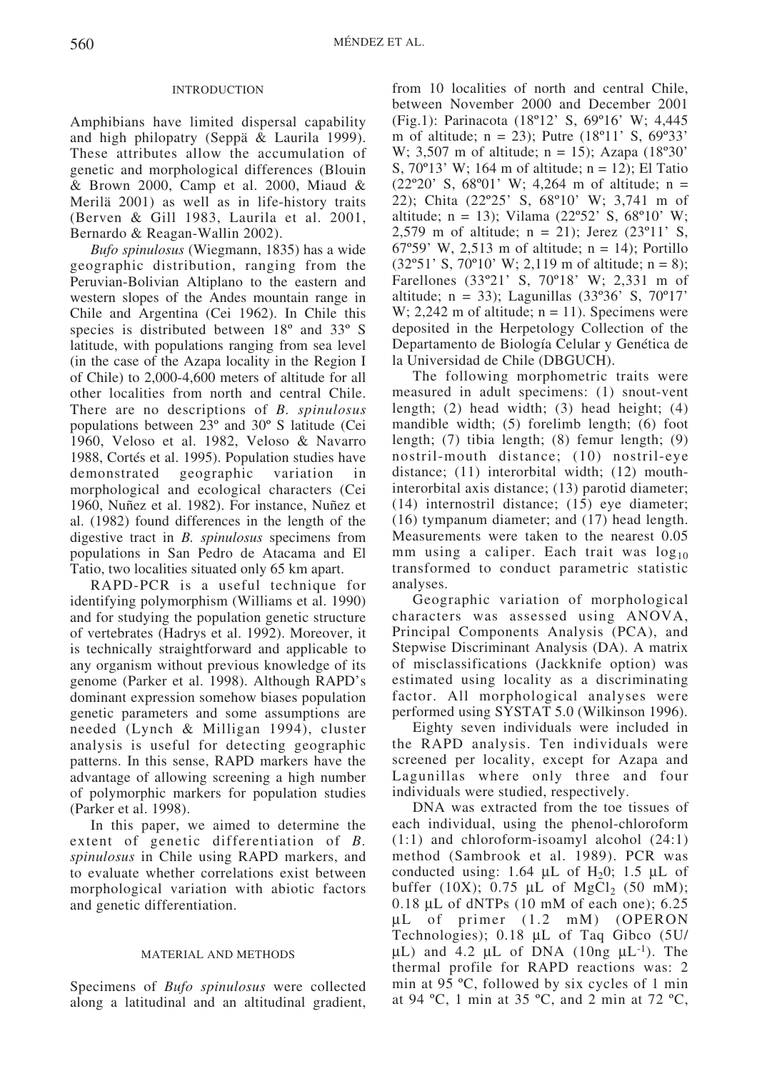## INTRODUCTION

Amphibians have limited dispersal capability and high philopatry (Seppä & Laurila 1999). These attributes allow the accumulation of genetic and morphological differences (Blouin & Brown 2000, Camp et al. 2000, Miaud & Merilä 2001) as well as in life-history traits (Berven & Gill 1983, Laurila et al. 2001, Bernardo & Reagan-Wallin 2002).

*Bufo spinulosus* (Wiegmann, 1835) has a wide geographic distribution, ranging from the Peruvian-Bolivian Altiplano to the eastern and western slopes of the Andes mountain range in Chile and Argentina (Cei 1962). In Chile this species is distributed between 18º and 33º S latitude, with populations ranging from sea level (in the case of the Azapa locality in the Region I of Chile) to 2,000-4,600 meters of altitude for all other localities from north and central Chile. There are no descriptions of *B. spinulosus* populations between 23º and 30º S latitude (Cei 1960, Veloso et al. 1982, Veloso & Navarro 1988, Cortés et al. 1995). Population studies have demonstrated geographic variation in morphological and ecological characters (Cei 1960, Nuñez et al. 1982). For instance, Nuñez et al. (1982) found differences in the length of the digestive tract in *B. spinulosus* specimens from populations in San Pedro de Atacama and El Tatio, two localities situated only 65 km apart.

RAPD-PCR is a useful technique for identifying polymorphism (Williams et al. 1990) and for studying the population genetic structure of vertebrates (Hadrys et al. 1992). Moreover, it is technically straightforward and applicable to any organism without previous knowledge of its genome (Parker et al. 1998). Although RAPD's dominant expression somehow biases population genetic parameters and some assumptions are needed (Lynch & Milligan 1994), cluster analysis is useful for detecting geographic patterns. In this sense, RAPD markers have the advantage of allowing screening a high number of polymorphic markers for population studies (Parker et al. 1998).

In this paper, we aimed to determine the extent of genetic differentiation of *B. spinulosus* in Chile using RAPD markers, and to evaluate whether correlations exist between morphological variation with abiotic factors and genetic differentiation.

## MATERIAL AND METHODS

Specimens of *Bufo spinulosus* were collected along a latitudinal and an altitudinal gradient, from 10 localities of north and central Chile, between November 2000 and December 2001 (Fig.1): Parinacota (18º12' S, 69º16' W; 4,445 m of altitude; n = 23); Putre (18º11' S, 69º33' W; 3,507 m of altitude; n = 15); Azapa (18º30' S, 70º13' W; 164 m of altitude; n = 12); El Tatio (22º20' S, 68º01' W; 4,264 m of altitude; n = 22); Chita (22º25' S, 68º10' W; 3,741 m of altitude; n = 13); Vilama (22º52' S, 68º10' W; 2,579 m of altitude; n = 21); Jerez (23º11' S, 67º59' W, 2,513 m of altitude; n = 14); Portillo (32º51' S, 70º10' W; 2,119 m of altitude; n = 8); Farellones (33º21' S, 70º18' W; 2,331 m of altitude; n = 33); Lagunillas (33º36' S, 70º17' W; 2,242 m of altitude; n = 11). Specimens were deposited in the Herpetology Collection of the Departamento de Biología Celular y Genética de la Universidad de Chile (DBGUCH).

The following morphometric traits were measured in adult specimens: (1) snout-vent length; (2) head width; (3) head height; (4) mandible width; (5) forelimb length; (6) foot length; (7) tibia length; (8) femur length; (9) nostril-mouth distance; (10) nostril-eye distance; (11) interorbital width; (12) mouth-interorbital axis distance; (13) parotid diameter; (14) internostril distance; (15) eye diameter; (16) tympanum diameter; and (17) head length. Measurements were taken to the nearest 0.05 mm using a caliper. Each trait was $\log_{10}$ transformed to conduct parametric statistic analyses.

Geographic variation of morphological characters was assessed using ANOVA, Principal Components Analysis (PCA), and Stepwise Discriminant Analysis (DA). A matrix of misclassifications (Jackknife option) was estimated using locality as a discriminating factor. All morphological analyses were performed using SYSTAT 5.0 (Wilkinson 1996).

Eighty seven individuals were included in the RAPD analysis. Ten individuals were screened per locality, except for Azapa and Lagunillas where only three and four individuals were studied, respectively.

DNA was extracted from the toe tissues of each individual, using the phenol-chloroform (1:1) and chloroform-isoamyl alcohol (24:1) method (Sambrook et al. 1989). PCR was conducted using: 1.64 µL of $H_2O$; 1.5 µL of buffer (10X); 0.75 µL of $MgCl_2$ (50 mM); 0.18 µL of dNTPs (10 mM of each one); 6.25 µL of primer (1.2 mM) (OPERON Technologies); 0.18 µL of Taq Gibco (5U/µL) and 4.2 µL of DNA (10ng µL$^{-1}$). The thermal profile for RAPD reactions was: 2 min at 95 ºC, followed by six cycles of 1 min at 94 ºC, 1 min at 35 ºC, and 2 min at 72 ºC,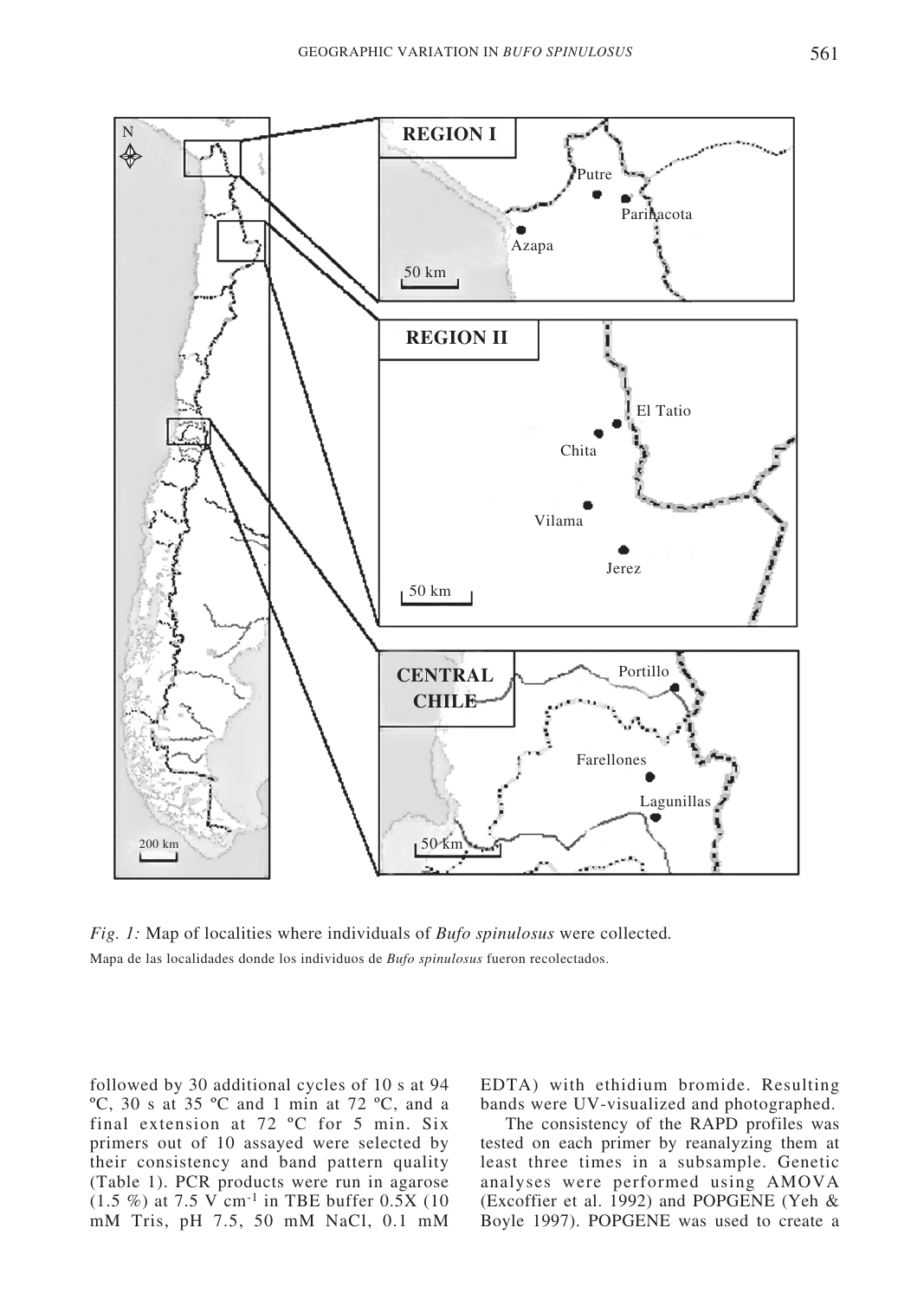*Fig. 1:* Map of localities where individuals of *Bufo spinulosus* were collected.

Mapa de las localidades donde los individuos de *Bufo spinulosus* fueron recolectados.

followed by 30 additional cycles of 10 s at 94 ºC, 30 s at 35 ºC and 1 min at 72 ºC, and a final extension at 72 ºC for 5 min. Six primers out of 10 assayed were selected by their consistency and band pattern quality (Table 1). PCR products were run in agarose (1.5 %) at 7.5 V $cm^{-1}$ in TBE buffer 0.5X (10 mM Tris, pH 7.5, 50 mM NaCl, 0.1 mM EDTA) with ethidium bromide. Resulting bands were UV-visualized and photographed.

The consistency of the RAPD profiles was tested on each primer by reanalyzing them at least three times in a subsample. Genetic analyses were performed using AMOVA (Excoffier et al. 1992) and POPGENE (Yeh & Boyle 1997). POPGENE was used to create a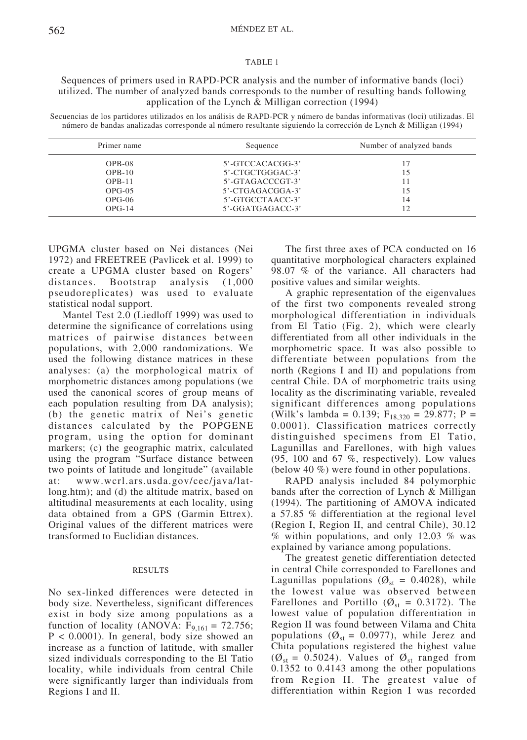TABLE 1

Sequences of primers used in RAPD-PCR analysis and the number of informative bands (loci) utilized. The number of analyzed bands corresponds to the number of resulting bands following application of the Lynch & Milligan correction (1994)

Secuencias de los partidores utilizados en los análisis de RAPD-PCR y número de bandas informativas (loci) utilizadas. El número de bandas analizadas corresponde al número resultante siguiendo la corrección de Lynch & Milligan (1994)

| Primer name | Sequence | Number of analyzed bands |
|---|---|---|
| OPB-08 | 5'-GTCCACACGG-3' | 17 |
| OPB-10 | 5'-CTGCTGGGAC-3' | 15 |
| OPB-11 | 5'-GTAGACCCGT-3' | 11 |
| OPG-05 | 5'-CTGAGACGGA-3' | 15 |
| OPG-06 | 5'-GTGCCTAACC-3' | 14 |
| OPG-14 | 5'-GGATGAGACC-3' | 12 |

UPGMA cluster based on Nei distances (Nei 1972) and FREETREE (Pavlicek et al. 1999) to create a UPGMA cluster based on Rogers' distances. Bootstrap analysis (1,000 pseudoreplicates) was used to evaluate statistical nodal support.

Mantel Test 2.0 (Liedloff 1999) was used to determine the significance of correlations using matrices of pairwise distances between populations, with 2,000 randomizations. We used the following distance matrices in these analyses: (a) the morphological matrix of morphometric distances among populations (we used the canonical scores of group means of each population resulting from DA analysis); (b) the genetic matrix of Nei's genetic distances calculated by the POPGENE program, using the option for dominant markers; (c) the geographic matrix, calculated using the program "Surface distance between two points of latitude and longitude" (available at: www.wcrl.ars.usda.gov/cec/java/lat-long.htm); and (d) the altitude matrix, based on altitudinal measurements at each locality, using data obtained from a GPS (Garmin Ettrex). Original values of the different matrices were transformed to Euclidian distances.

## RESULTS

No sex-linked differences were detected in body size. Nevertheless, significant differences exist in body size among populations as a function of locality (ANOVA: $F_{9,161} = 72.756$; $P < 0.0001$). In general, body size showed an increase as a function of latitude, with smaller sized individuals corresponding to the El Tatio locality, while individuals from central Chile were significantly larger than individuals from Regions I and II.

The first three axes of PCA conducted on 16 quantitative morphological characters explained 98.07 % of the variance. All characters had positive values and similar weights.

A graphic representation of the eigenvalues of the first two components revealed strong morphological differentiation in individuals from El Tatio (Fig. 2), which were clearly differentiated from all other individuals in the morphometric space. It was also possible to differentiate between populations from the north (Regions I and II) and populations from central Chile. DA of morphometric traits using locality as the discriminating variable, revealed significant differences among populations (Wilk's lambda = 0.139; $F_{18,320} = 29.877$; $P = 0.0001$). Classification matrices correctly distinguished specimens from El Tatio, Lagunillas and Farellones, with high values (95, 100 and 67 %, respectively). Low values (below 40 %) were found in other populations.

RAPD analysis included 84 polymorphic bands after the correction of Lynch & Milligan (1994). The partitioning of AMOVA indicated a 57.85 % differentiation at the regional level (Region I, Region II, and central Chile), 30.12 % within populations, and only 12.03 % was explained by variance among populations.

The greatest genetic differentiation detected in central Chile corresponded to Farellones and Lagunillas populations ($Ø_{st} = 0.4028$), while the lowest value was observed between Farellones and Portillo ($Ø_{st} = 0.3172$). The lowest value of population differentiation in Region II was found between Vilama and Chita populations ($Ø_{st} = 0.0977$), while Jerez and Chita populations registered the highest value ($Ø_{st} = 0.5024$). Values of $Ø_{st}$ ranged from 0.1352 to 0.4143 among the other populations from Region II. The greatest value of differentiation within Region I was recorded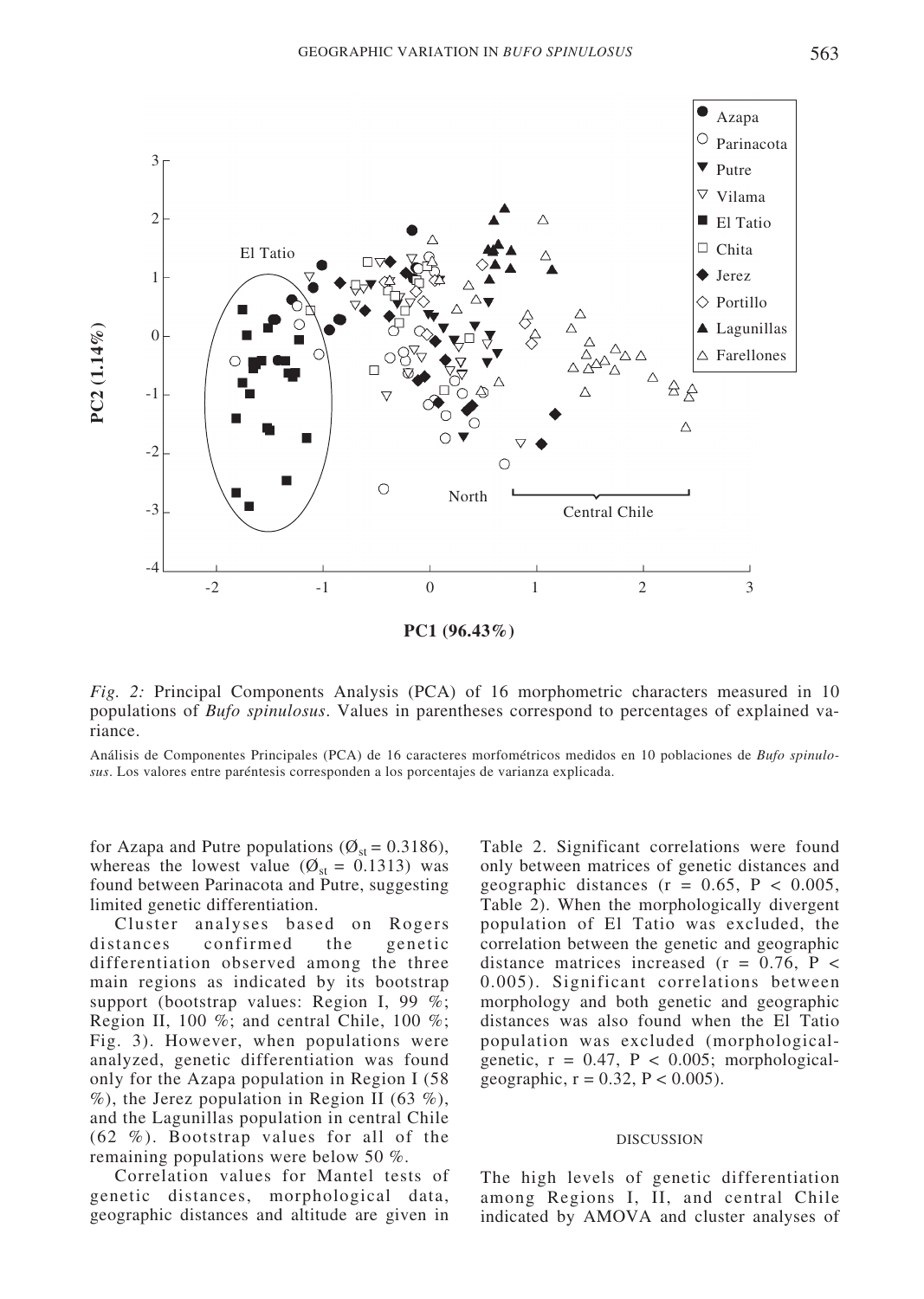*Fig. 2:* Principal Components Analysis (PCA) of 16 morphometric characters measured in 10 populations of *Bufo spinulosus*. Values in parentheses correspond to percentages of explained variance.

Análisis de Componentes Principales (PCA) de 16 caracteres morfométricos medidos en 10 poblaciones de *Bufo spinulosus*. Los valores entre paréntesis corresponden a los porcentajes de varianza explicada.

for Azapa and Putre populations ($Ø_{st}$ = 0.3186), whereas the lowest value ($Ø_{st}$ = 0.1313) was found between Parinacota and Putre, suggesting limited genetic differentiation.

Cluster analyses based on Rogers distances confirmed the genetic differentiation observed among the three main regions as indicated by its bootstrap support (bootstrap values: Region I, 99 %; Region II, 100 %; and central Chile, 100 %; Fig. 3). However, when populations were analyzed, genetic differentiation was found only for the Azapa population in Region I (58 %), the Jerez population in Region II (63 %), and the Lagunillas population in central Chile (62 %). Bootstrap values for all of the remaining populations were below 50 %.

Correlation values for Mantel tests of genetic distances, morphological data, geographic distances and altitude are given in Table 2. Significant correlations were found only between matrices of genetic distances and geographic distances ($r = 0.65$, $P < 0.005$, Table 2). When the morphologically divergent population of El Tatio was excluded, the correlation between the genetic and geographic distance matrices increased ($r = 0.76$, $P < 0.005$). Significant correlations between morphology and both genetic and geographic distances was also found when the El Tatio population was excluded (morphological-genetic, $r = 0.47$, $P < 0.005$; morphological-geographic, $r = 0.32$, $P < 0.005$).

## DISCUSSION

The high levels of genetic differentiation among Regions I, II, and central Chile indicated by AMOVA and cluster analyses of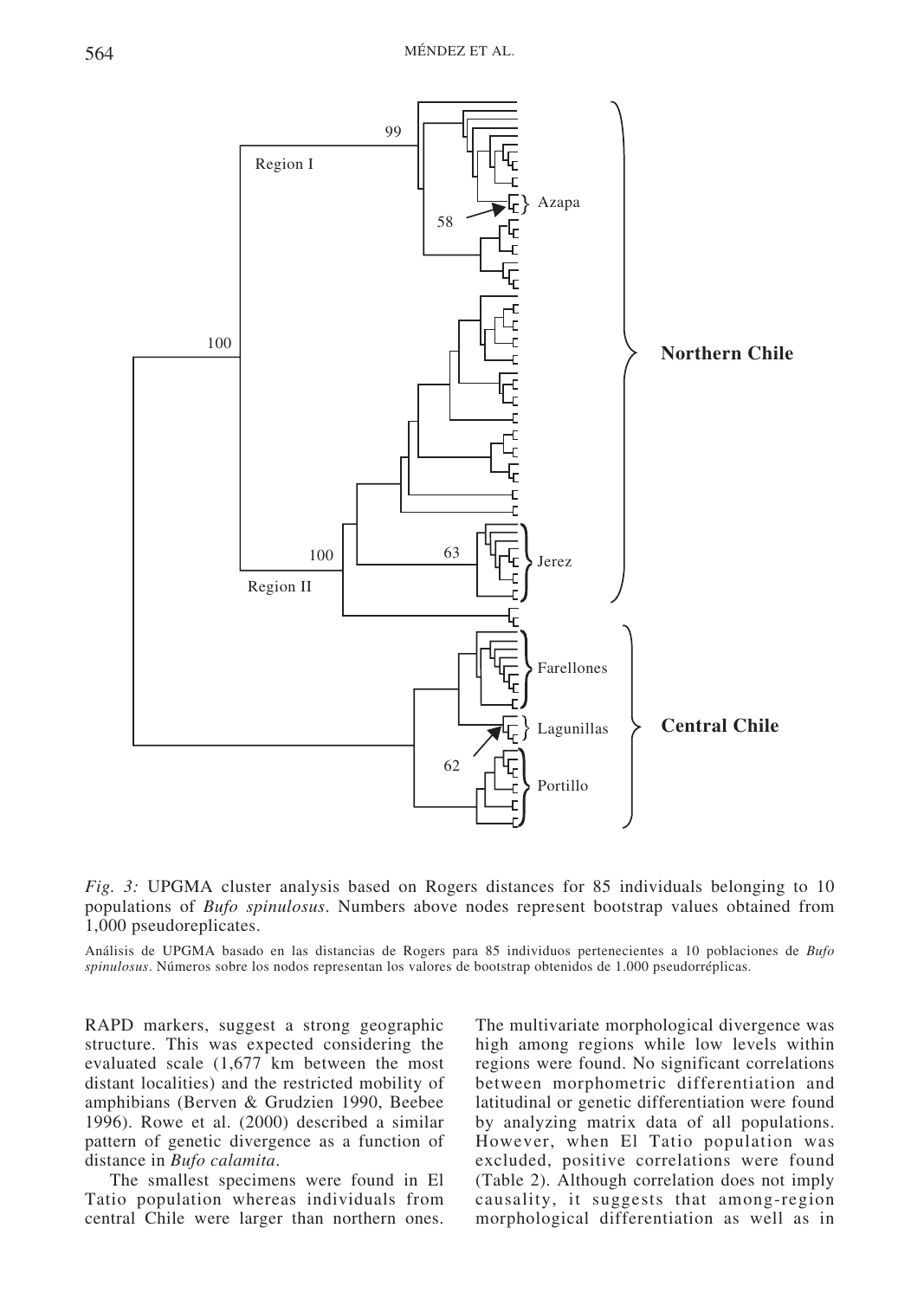*Fig. 3:* UPGMA cluster analysis based on Rogers distances for 85 individuals belonging to 10 populations of *Bufo spinulosus*. Numbers above nodes represent bootstrap values obtained from 1,000 pseudoreplicates.

Análisis de UPGMA basado en las distancias de Rogers para 85 individuos pertenecientes a 10 poblaciones de *Bufo spinulosus*. Números sobre los nodos representan los valores de bootstrap obtenidos de 1.000 pseudorréplicas.

RAPD markers, suggest a strong geographic structure. This was expected considering the evaluated scale (1,677 km between the most distant localities) and the restricted mobility of amphibians (Berven & Grudzien 1990, Beebee 1996). Rowe et al. (2000) described a similar pattern of genetic divergence as a function of distance in *Bufo calamita*.

The smallest specimens were found in El Tatio population whereas individuals from central Chile were larger than northern ones. The multivariate morphological divergence was high among regions while low levels within regions were found. No significant correlations between morphometric differentiation and latitudinal or genetic differentiation were found by analyzing matrix data of all populations. However, when El Tatio population was excluded, positive correlations were found (Table 2). Although correlation does not imply causality, it suggests that among-region morphological differentiation as well as in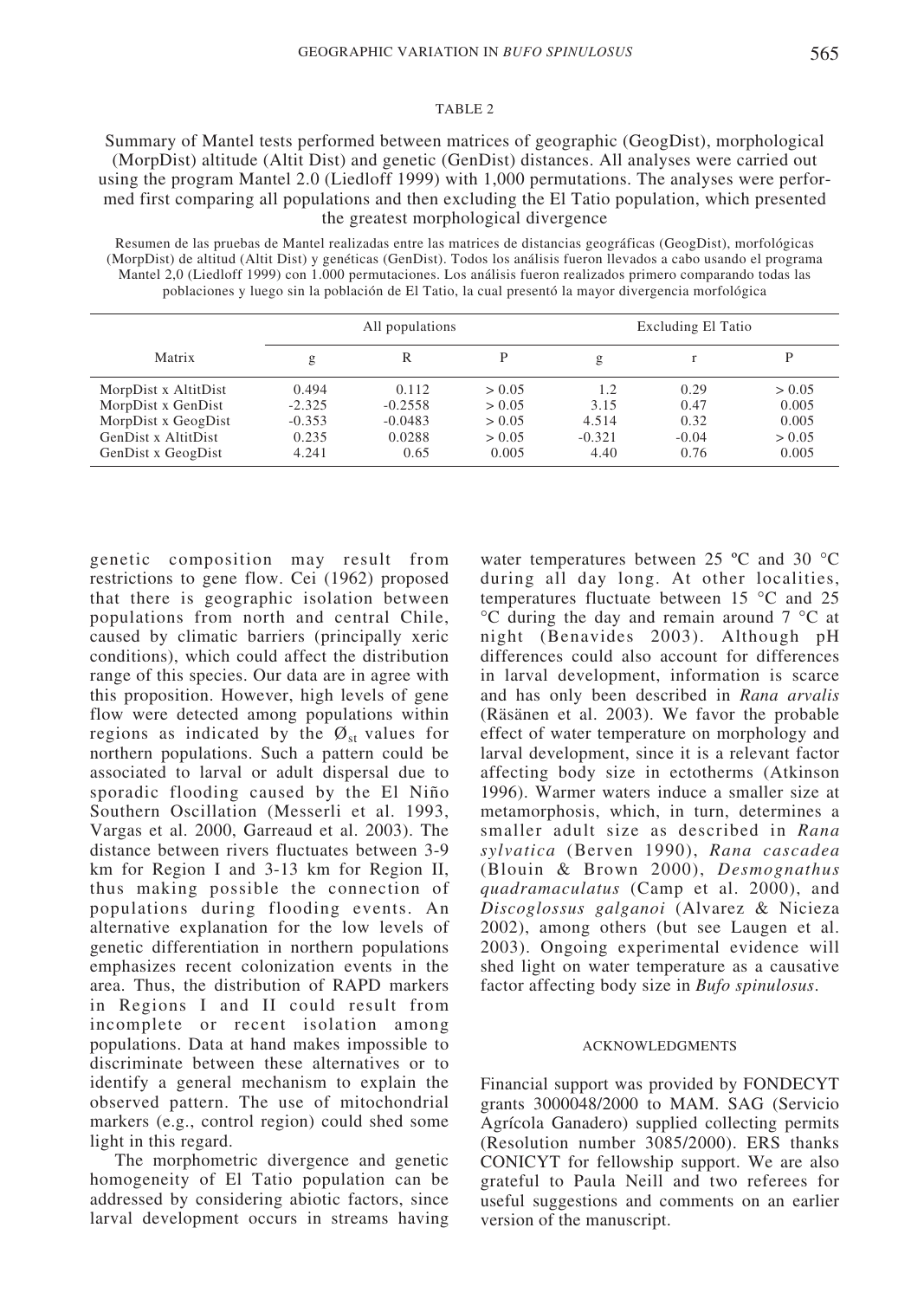TABLE 2

Summary of Mantel tests performed between matrices of geographic (GeogDist), morphological (MorpDist) altitude (Altit Dist) and genetic (GenDist) distances. All analyses were carried out using the program Mantel 2.0 (Liedloff 1999) with 1,000 permutations. The analyses were performed first comparing all populations and then excluding the El Tatio population, which presented the greatest morphological divergence

Resumen de las pruebas de Mantel realizadas entre las matrices de distancias geográficas (GeogDist), morfológicas (MorpDist) de altitud (Altit Dist) y genéticas (GenDist). Todos los análisis fueron llevados a cabo usando el programa Mantel 2,0 (Liedloff 1999) con 1.000 permutaciones. Los análisis fueron realizados primero comparando todas las poblaciones y luego sin la población de El Tatio, la cual presentó la mayor divergencia morfológica

| Matrix | All populations | | | Excluding El Tatio | | |
|---|---|---|---|---|---|---|
| | g | R | P | g | r | P |
| MorpDist x AltitDist | 0.494 | 0.112 | > 0.05 | 1.2 | 0.29 | > 0.05 |
| MorpDist x GenDist | -2.325 | -0.2558 | > 0.05 | 3.15 | 0.47 | 0.005 |
| MorpDist x GeogDist | -0.353 | -0.0483 | > 0.05 | 4.514 | 0.32 | 0.005 |
| GenDist x AltitDist | 0.235 | 0.0288 | > 0.05 | -0.321 | -0.04 | > 0.05 |
| GenDist x GeogDist | 4.241 | 0.65 | 0.005 | 4.40 | 0.76 | 0.005 |

genetic composition may result from restrictions to gene flow. Cei (1962) proposed that there is geographic isolation between populations from north and central Chile, caused by climatic barriers (principally xeric conditions), which could affect the distribution range of this species. Our data are in agree with this proposition. However, high levels of gene flow were detected among populations within regions as indicated by the $Ø_{st}$ values for northern populations. Such a pattern could be associated to larval or adult dispersal due to sporadic flooding caused by the El Niño Southern Oscillation (Messerli et al. 1993, Vargas et al. 2000, Garreaud et al. 2003). The distance between rivers fluctuates between 3-9 km for Region I and 3-13 km for Region II, thus making possible the connection of populations during flooding events. An alternative explanation for the low levels of genetic differentiation in northern populations emphasizes recent colonization events in the area. Thus, the distribution of RAPD markers in Regions I and II could result from incomplete or recent isolation among populations. Data at hand makes impossible to discriminate between these alternatives or to identify a general mechanism to explain the observed pattern. The use of mitochondrial markers (e.g., control region) could shed some light in this regard.

The morphometric divergence and genetic homogeneity of El Tatio population can be addressed by considering abiotic factors, since larval development occurs in streams having water temperatures between 25 ºC and 30 °C during all day long. At other localities, temperatures fluctuate between 15 °C and 25 °C during the day and remain around 7 °C at night (Benavides 2003). Although pH differences could also account for differences in larval development, information is scarce and has only been described in *Rana arvalis* (Räsänen et al. 2003). We favor the probable effect of water temperature on morphology and larval development, since it is a relevant factor affecting body size in ectotherms (Atkinson 1996). Warmer waters induce a smaller size at metamorphosis, which, in turn, determines a smaller adult size as described in *Rana sylvatica* (Berven 1990), *Rana cascadea* (Blouin & Brown 2000), *Desmognathus quadramaculatus* (Camp et al. 2000), and *Discoglossus galganoi* (Alvarez & Nicieza 2002), among others (but see Laugen et al. 2003). Ongoing experimental evidence will shed light on water temperature as a causative factor affecting body size in *Bufo spinulosus*.

## ACKNOWLEDGMENTS

Financial support was provided by FONDECYT grants 3000048/2000 to MAM. SAG (Servicio Agrícola Ganadero) supplied collecting permits (Resolution number 3085/2000). ERS thanks CONICYT for fellowship support. We are also grateful to Paula Neill and two referees for useful suggestions and comments on an earlier version of the manuscript.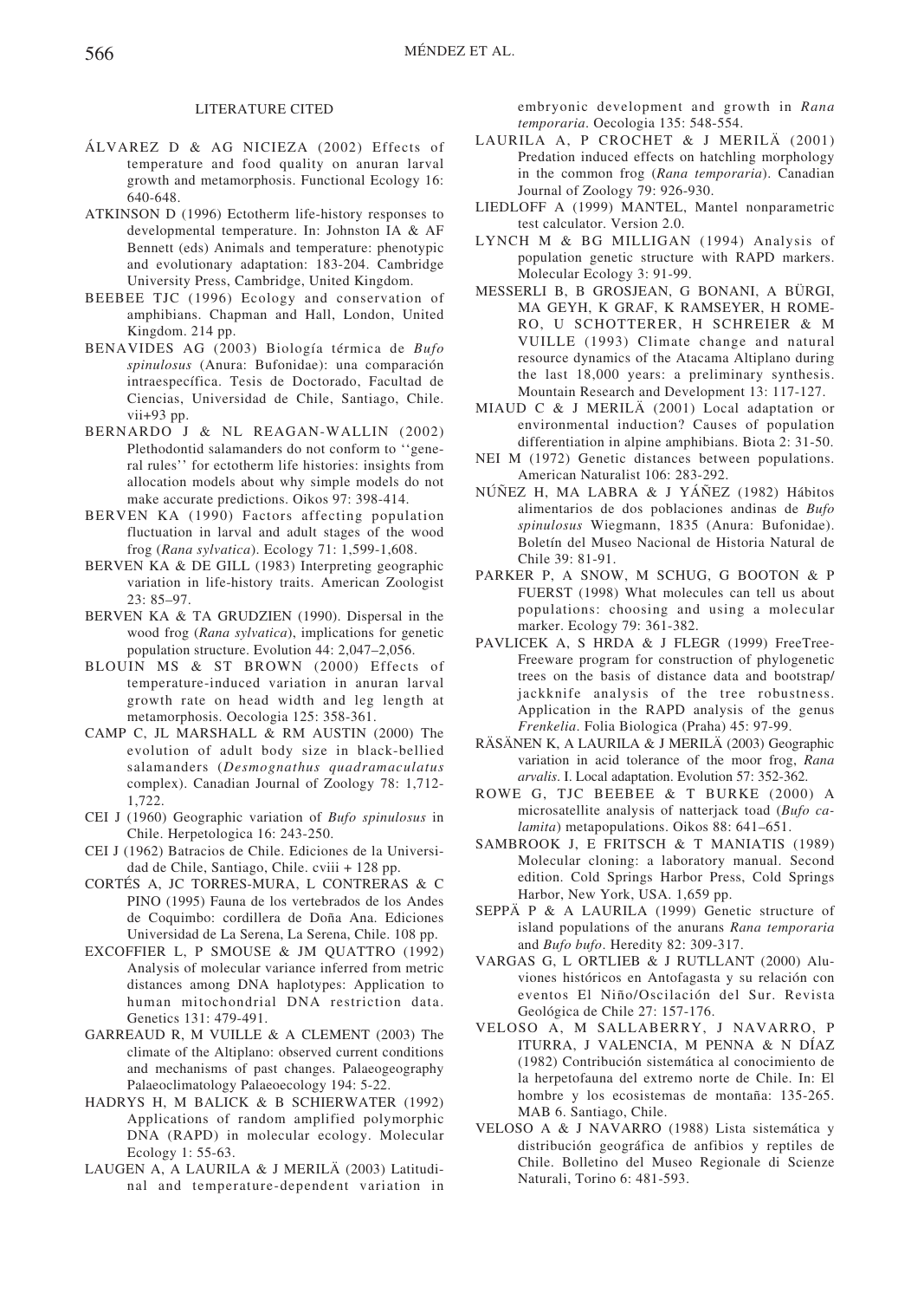## LITERATURE CITED

ÁLVAREZ D & AG NICIEZA (2002) Effects of temperature and food quality on anuran larval growth and metamorphosis. Functional Ecology 16: 640-648.

ATKINSON D (1996) Ectotherm life-history responses to developmental temperature. In: Johnston IA & AF Bennett (eds) Animals and temperature: phenotypic and evolutionary adaptation: 183-204. Cambridge University Press, Cambridge, United Kingdom.

BEEBEE TJC (1996) Ecology and conservation of amphibians. Chapman and Hall, London, United Kingdom. 214 pp.

BENAVIDES AG (2003) Biología térmica de *Bufo spinulosus* (Anura: Bufonidae): una comparación intraespecífica. Tesis de Doctorado, Facultad de Ciencias, Universidad de Chile, Santiago, Chile. vii+93 pp.

BERNARDO J & NL REAGAN-WALLIN (2002) Plethodontid salamanders do not conform to ''general rules'' for ectotherm life histories: insights from allocation models about why simple models do not make accurate predictions. Oikos 97: 398-414.

BERVEN KA (1990) Factors affecting population fluctuation in larval and adult stages of the wood frog (*Rana sylvatica*). Ecology 71: 1,599-1,608.

BERVEN KA & DE GILL (1983) Interpreting geographic variation in life-history traits. American Zoologist 23: 85–97.

BERVEN KA & TA GRUDZIEN (1990). Dispersal in the wood frog (*Rana sylvatica*), implications for genetic population structure. Evolution 44: 2,047–2,056.

BLOUIN MS & ST BROWN (2000) Effects of temperature-induced variation in anuran larval growth rate on head width and leg length at metamorphosis. Oecologia 125: 358-361.

CAMP C, JL MARSHALL & RM AUSTIN (2000) The evolution of adult body size in black-bellied salamanders (*Desmognathus quadramaculatus* complex). Canadian Journal of Zoology 78: 1,712-1,722.

CEI J (1960) Geographic variation of *Bufo spinulosus* in Chile. Herpetologica 16: 243-250.

CEI J (1962) Batracios de Chile. Ediciones de la Universidad de Chile, Santiago, Chile. cviii + 128 pp.

CORTÉS A, JC TORRES-MURA, L CONTRERAS & C PINO (1995) Fauna de los vertebrados de los Andes de Coquimbo: cordillera de Doña Ana. Ediciones Universidad de La Serena, La Serena, Chile. 108 pp.

EXCOFFIER L, P SMOUSE & JM QUATTRO (1992) Analysis of molecular variance inferred from metric distances among DNA haplotypes: Application to human mitochondrial DNA restriction data. Genetics 131: 479-491.

GARREAUD R, M VUILLE & A CLEMENT (2003) The climate of the Altiplano: observed current conditions and mechanisms of past changes. Palaeogeography Palaeoclimatology Palaeoecology 194: 5-22.

HADRYS H, M BALICK & B SCHIERWATER (1992) Applications of random amplified polymorphic DNA (RAPD) in molecular ecology. Molecular Ecology 1: 55-63.

LAUGEN A, A LAURILA & J MERILÄ (2003) Latitudinal and temperature-dependent variation in embryonic development and growth in *Rana temporaria*. Oecologia 135: 548-554.

LAURILA A, P CROCHET & J MERILÄ (2001) Predation induced effects on hatchling morphology in the common frog (*Rana temporaria*). Canadian Journal of Zoology 79: 926-930.

LIEDLOFF A (1999) MANTEL, Mantel nonparametric test calculator. Version 2.0.

LYNCH M & BG MILLIGAN (1994) Analysis of population genetic structure with RAPD markers. Molecular Ecology 3: 91-99.

MESSERLI B, B GROSJEAN, G BONANI, A BÜRGI, MA GEYH, K GRAF, K RAMSEYER, H ROMERO, U SCHOTTERER, H SCHREIER & M VUILLE (1993) Climate change and natural resource dynamics of the Atacama Altiplano during the last 18,000 years: a preliminary synthesis. Mountain Research and Development 13: 117-127.

MIAUD C & J MERILÄ (2001) Local adaptation or environmental induction? Causes of population differentiation in alpine amphibians. Biota 2: 31-50.

NEI M (1972) Genetic distances between populations. American Naturalist 106: 283-292.

NÚÑEZ H, MA LABRA & J YÁÑEZ (1982) Hábitos alimentarios de dos poblaciones andinas de *Bufo spinulosus* Wiegmann, 1835 (Anura: Bufonidae). Boletín del Museo Nacional de Historia Natural de Chile 39: 81-91.

PARKER P, A SNOW, M SCHUG, G BOOTON & P FUERST (1998) What molecules can tell us about populations: choosing and using a molecular marker. Ecology 79: 361-382.

PAVLICEK A, S HRDA & J FLEGR (1999) FreeTree-Freeware program for construction of phylogenetic trees on the basis of distance data and bootstrap/jackknife analysis of the tree robustness. Application in the RAPD analysis of the genus *Frenkelia*. Folia Biologica (Praha) 45: 97-99.

RÄSÄNEN K, A LAURILA & J MERILÄ (2003) Geographic variation in acid tolerance of the moor frog, *Rana arvalis*. I. Local adaptation. Evolution 57: 352-362.

ROWE G, TJC BEEBEE & T BURKE (2000) A microsatellite analysis of natterjack toad (*Bufo calamita*) metapopulations. Oikos 88: 641–651.

SAMBROOK J, E FRITSCH & T MANIATIS (1989) Molecular cloning: a laboratory manual. Second edition. Cold Springs Harbor Press, Cold Springs Harbor, New York, USA. 1,659 pp.

SEPPÄ P & A LAURILA (1999) Genetic structure of island populations of the anurans *Rana temporaria* and *Bufo bufo*. Heredity 82: 309-317.

VARGAS G, L ORTLIEB & J RUTLLANT (2000) Aluviones históricos en Antofagasta y su relación con eventos El Niño/Oscilación del Sur. Revista Geológica de Chile 27: 157-176.

VELOSO A, M SALLABERRY, J NAVARRO, P ITURRA, J VALENCIA, M PENNA & N DÍAZ (1982) Contribución sistemática al conocimiento de la herpetofauna del extremo norte de Chile. In: El hombre y los ecosistemas de montaña: 135-265. MAB 6. Santiago, Chile.

VELOSO A & J NAVARRO (1988) Lista sistemática y distribución geográfica de anfibios y reptiles de Chile. Bolletino del Museo Regionale di Scienze Naturali, Torino 6: 481-593.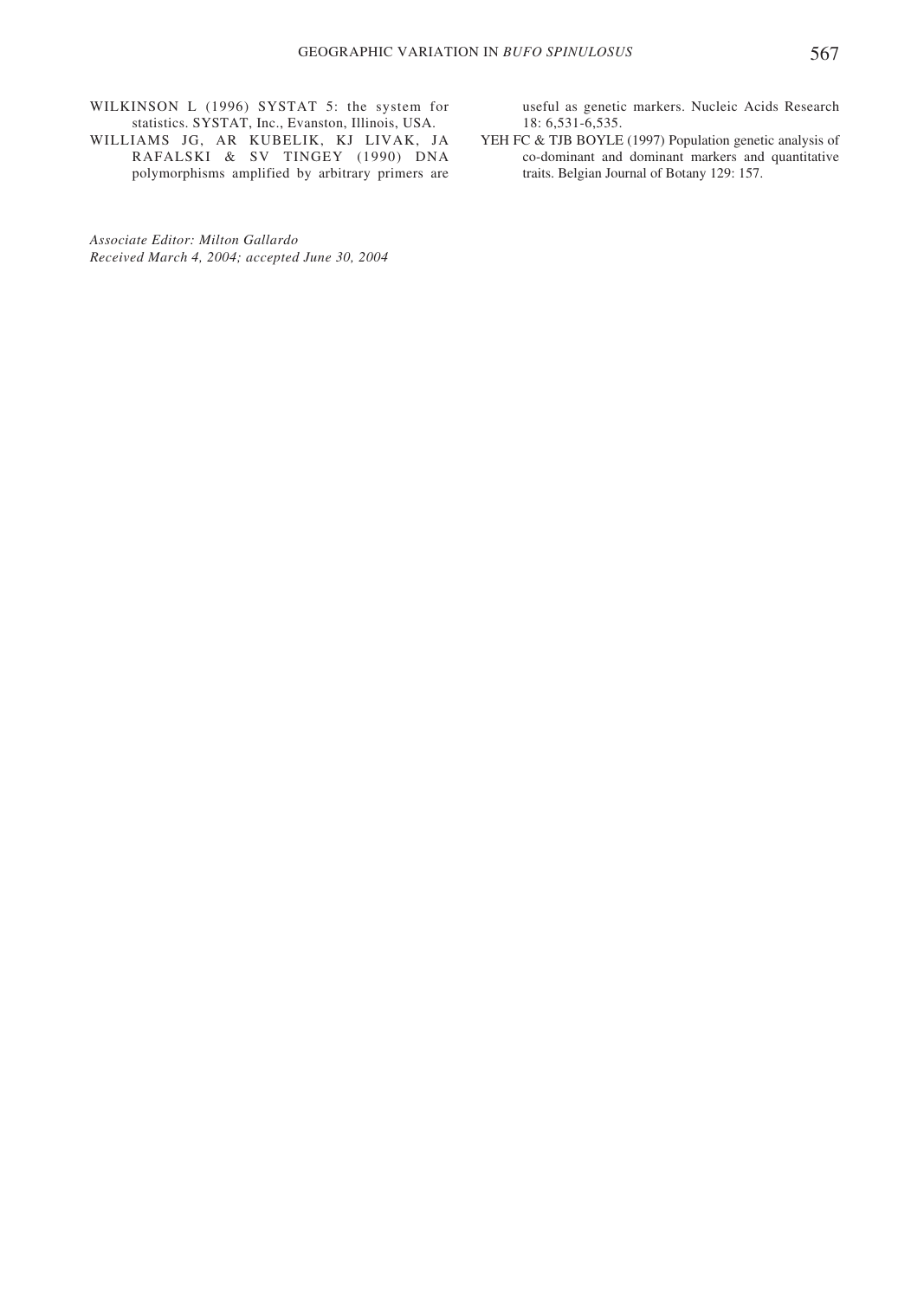WILKINSON L (1996) SYSTAT 5: the system for statistics. SYSTAT, Inc., Evanston, Illinois, USA.

WILLIAMS JG, AR KUBELIK, KJ LIVAK, JA RAFALSKI & SV TINGEY (1990) DNA polymorphisms amplified by arbitrary primers are useful as genetic markers. Nucleic Acids Research 18: 6,531-6,535.

YEH FC & TJB BOYLE (1997) Population genetic analysis of co-dominant and dominant markers and quantitative traits. Belgian Journal of Botany 129: 157.

*Associate Editor: Milton Gallardo*
*Received March 4, 2004; accepted June 30, 2004*